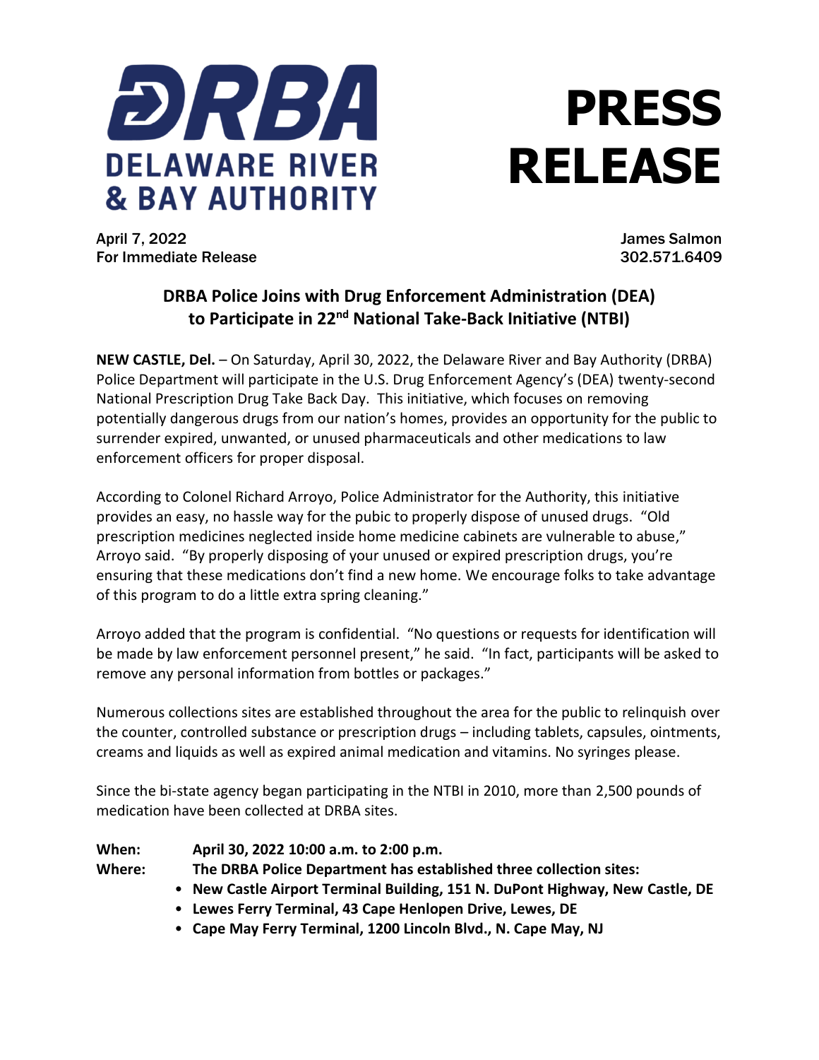**DRBA**
**DELAWARE RIVER & BAY AUTHORITY**

# PRESS RELEASE

April 7, 2022
For Immediate Release

James Salmon
302.571.6409

## DRBA Police Joins with Drug Enforcement Administration (DEA) to Participate in 22nd National Take-Back Initiative (NTBI)

**NEW CASTLE, Del.** – On Saturday, April 30, 2022, the Delaware River and Bay Authority (DRBA) Police Department will participate in the U.S. Drug Enforcement Agency's (DEA) twenty-second National Prescription Drug Take Back Day. This initiative, which focuses on removing potentially dangerous drugs from our nation's homes, provides an opportunity for the public to surrender expired, unwanted, or unused pharmaceuticals and other medications to law enforcement officers for proper disposal.

According to Colonel Richard Arroyo, Police Administrator for the Authority, this initiative provides an easy, no hassle way for the pubic to properly dispose of unused drugs. "Old prescription medicines neglected inside home medicine cabinets are vulnerable to abuse," Arroyo said. "By properly disposing of your unused or expired prescription drugs, you're ensuring that these medications don't find a new home. We encourage folks to take advantage of this program to do a little extra spring cleaning."

Arroyo added that the program is confidential. "No questions or requests for identification will be made by law enforcement personnel present," he said. "In fact, participants will be asked to remove any personal information from bottles or packages."

Numerous collections sites are established throughout the area for the public to relinquish over the counter, controlled substance or prescription drugs – including tablets, capsules, ointments, creams and liquids as well as expired animal medication and vitamins. No syringes please.

Since the bi-state agency began participating in the NTBI in 2010, more than 2,500 pounds of medication have been collected at DRBA sites.

**When:** **April 30, 2022 10:00 a.m. to 2:00 p.m.**
**Where:** **The DRBA Police Department has established three collection sites:**

- **New Castle Airport Terminal Building, 151 N. DuPont Highway, New Castle, DE**
- **Lewes Ferry Terminal, 43 Cape Henlopen Drive, Lewes, DE**
- **Cape May Ferry Terminal, 1200 Lincoln Blvd., N. Cape May, NJ**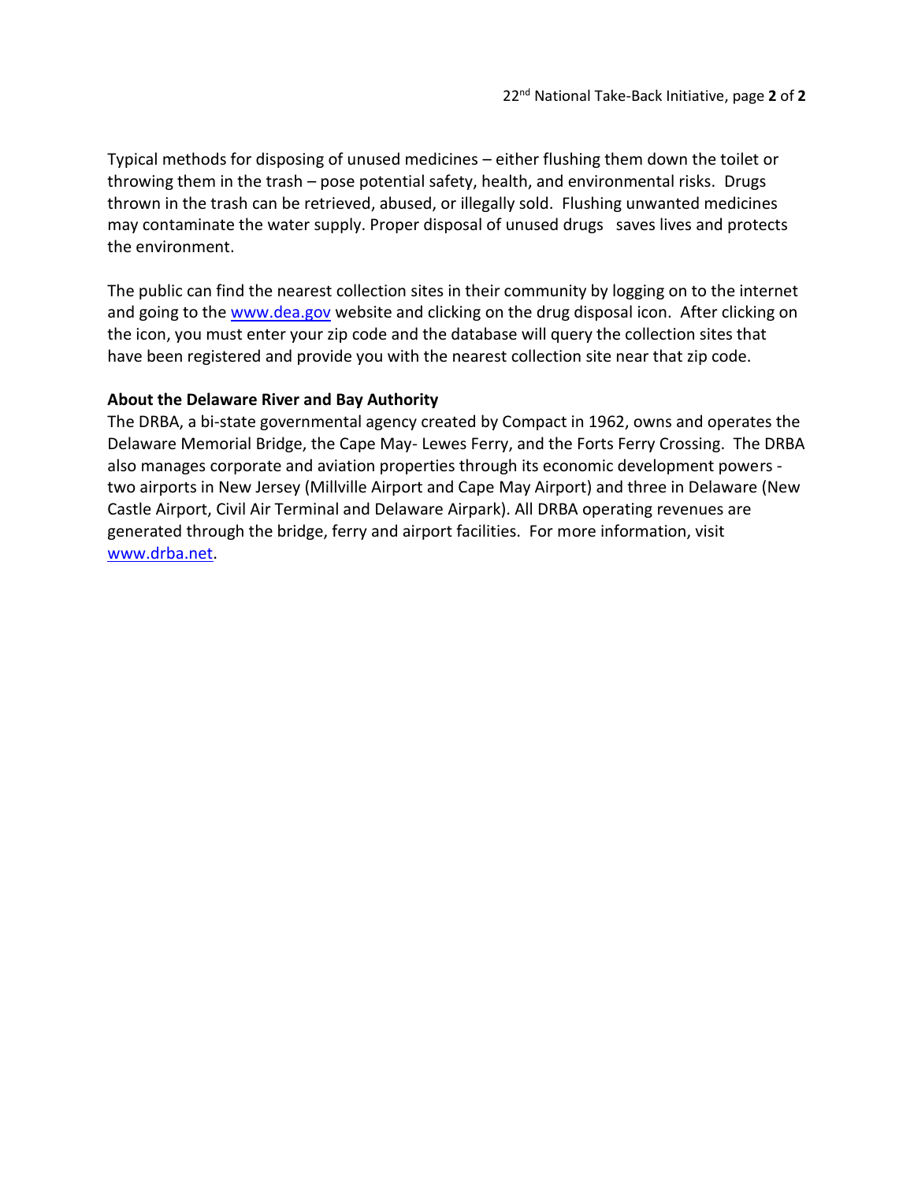Typical methods for disposing of unused medicines – either flushing them down the toilet or throwing them in the trash – pose potential safety, health, and environmental risks. Drugs thrown in the trash can be retrieved, abused, or illegally sold. Flushing unwanted medicines may contaminate the water supply. Proper disposal of unused drugs saves lives and protects the environment.

The public can find the nearest collection sites in their community by logging on to the internet and going to the [www.dea.gov](http://www.dea.gov) website and clicking on the drug disposal icon. After clicking on the icon, you must enter your zip code and the database will query the collection sites that have been registered and provide you with the nearest collection site near that zip code.

**About the Delaware River and Bay Authority**

The DRBA, a bi-state governmental agency created by Compact in 1962, owns and operates the Delaware Memorial Bridge, the Cape May- Lewes Ferry, and the Forts Ferry Crossing. The DRBA also manages corporate and aviation properties through its economic development powers - two airports in New Jersey (Millville Airport and Cape May Airport) and three in Delaware (New Castle Airport, Civil Air Terminal and Delaware Airpark). All DRBA operating revenues are generated through the bridge, ferry and airport facilities. For more information, visit [www.drba.net](http://www.drba.net).